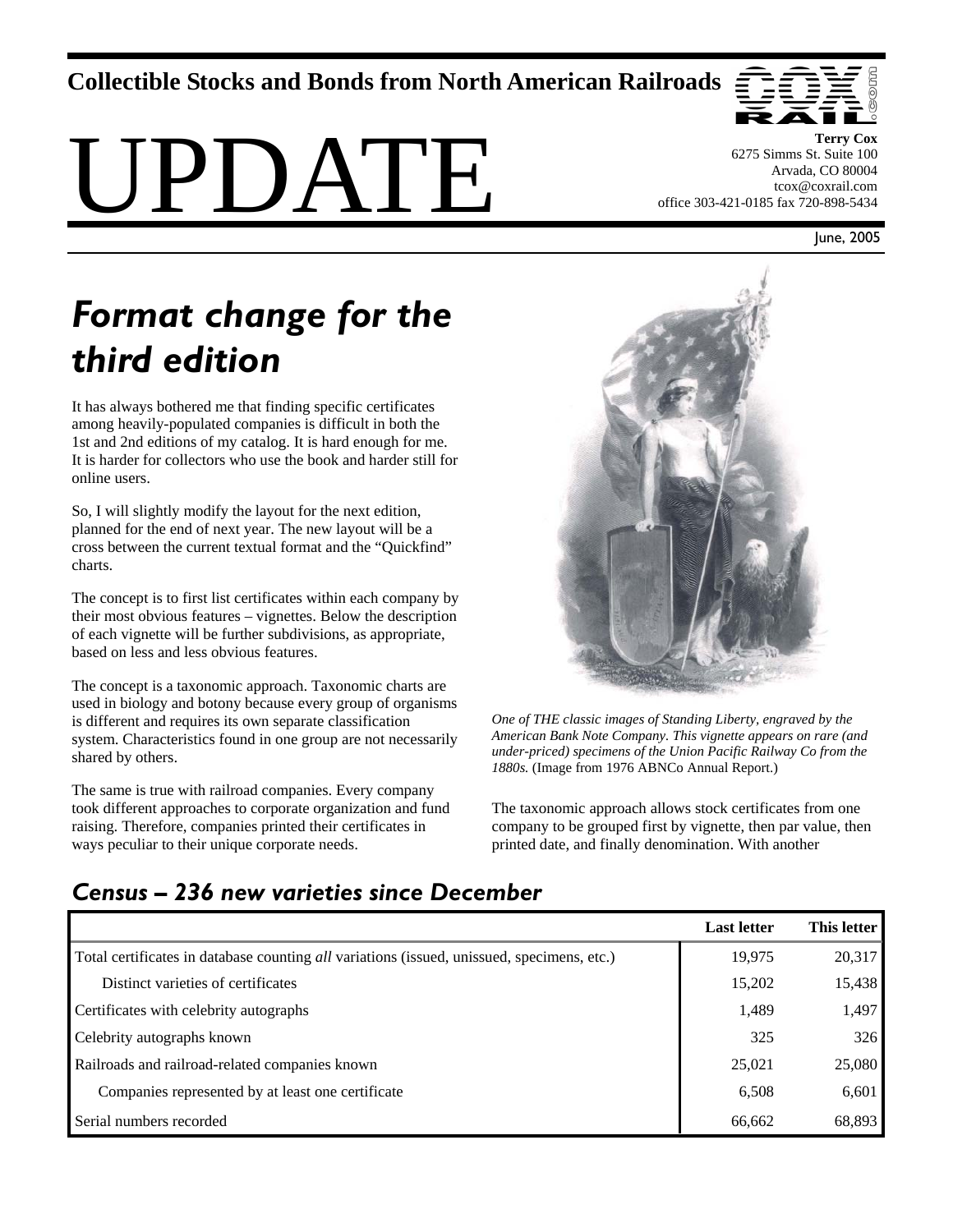**Collectible Stocks and Bonds from North American Railroads**

# UPDATE

**Terry Cox**
6275 Simms St. Suite 100
Arvada, CO 80004
tcox@coxrail.com
office 303-421-0185 fax 720-898-5434

June, 2005

## *Format change for the third edition*

It has always bothered me that finding specific certificates among heavily-populated companies is difficult in both the 1st and 2nd editions of my catalog. It is hard enough for me. It is harder for collectors who use the book and harder still for online users.

So, I will slightly modify the layout for the next edition, planned for the end of next year. The new layout will be a cross between the current textual format and the "Quickfind" charts.

The concept is to first list certificates within each company by their most obvious features – vignettes. Below the description of each vignette will be further subdivisions, as appropriate, based on less and less obvious features.

The concept is a taxonomic approach. Taxonomic charts are used in biology and botony because every group of organisms is different and requires its own separate classification system. Characteristics found in one group are not necessarily shared by others.

The same is true with railroad companies. Every company took different approaches to corporate organization and fund raising. Therefore, companies printed their certificates in ways peculiar to their unique corporate needs.

*One of THE classic images of Standing Liberty, engraved by the American Bank Note Company. This vignette appears on rare (and under-priced) specimens of the Union Pacific Railway Co from the 1880s.* (Image from 1976 ABNCo Annual Report.)

The taxonomic approach allows stock certificates from one company to be grouped first by vignette, then par value, then printed date, and finally denomination. With another

### *Census – 236 new varieties since December*

| | Last letter | This letter |
|---|---|---|
| Total certificates in database counting *all* variations (issued, unissued, specimens, etc.) | 19,975 | 20,317 |
| Distinct varieties of certificates | 15,202 | 15,438 |
| Certificates with celebrity autographs | 1,489 | 1,497 |
| Celebrity autographs known | 325 | 326 |
| Railroads and railroad-related companies known | 25,021 | 25,080 |
| Companies represented by at least one certificate | 6,508 | 6,601 |
| Serial numbers recorded | 66,662 | 68,893 |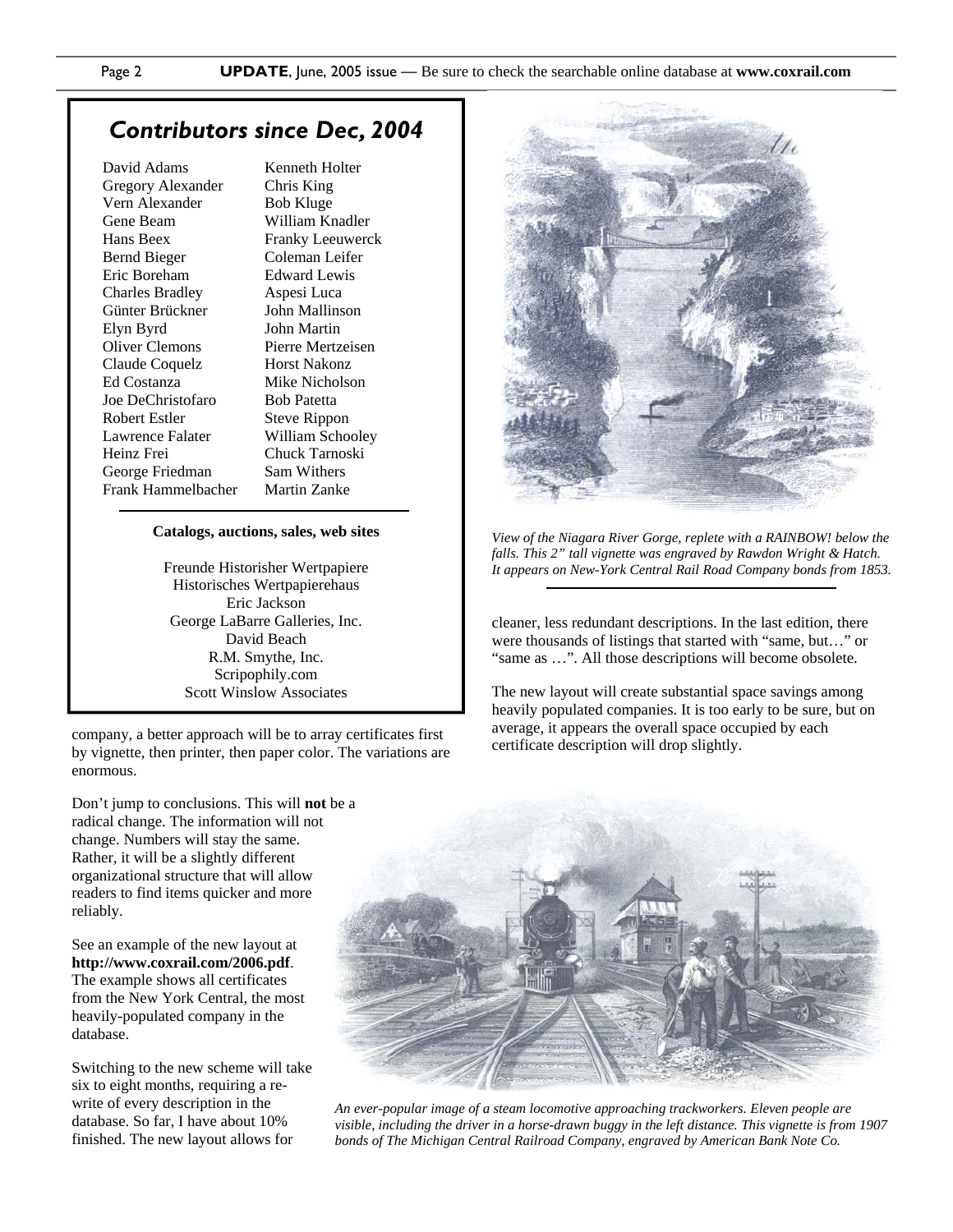## *Contributors since Dec, 2004*

David Adams
Gregory Alexander
Vern Alexander
Gene Beam
Hans Beex
Bernd Bieger
Eric Boreham
Charles Bradley
Günter Brückner
Elyn Byrd
Oliver Clemons
Claude Coquelz
Ed Costanza
Joe DeChristofaro
Robert Estler
Lawrence Falater
Heinz Frei
George Friedman
Frank Hammelbacher
Kenneth Holter
Chris King
Bob Kluge
William Knadler
Franky Leeuwerck
Coleman Leifer
Edward Lewis
Aspesi Luca
John Mallinson
John Martin
Pierre Mertzeisen
Horst Nakonz
Mike Nicholson
Bob Patetta
Steve Rippon
William Schooley
Chuck Tarnoski
Sam Withers
Martin Zanke

**Catalogs, auctions, sales, web sites**

Freunde Historisher Wertpapiere
Historisches Wertpapierehaus
Eric Jackson
George LaBarre Galleries, Inc.
David Beach
R.M. Smythe, Inc.
Scripophily.com
Scott Winslow Associates

company, a better approach will be to array certificates first by vignette, then printer, then paper color. The variations are enormous.

Don't jump to conclusions. This will **not** be a radical change. The information will not change. Numbers will stay the same. Rather, it will be a slightly different organizational structure that will allow readers to find items quicker and more reliably.

See an example of the new layout at **http://www.coxrail.com/2006.pdf**. The example shows all certificates from the New York Central, the most heavily-populated company in the database.

Switching to the new scheme will take six to eight months, requiring a re-write of every description in the database. So far, I have about 10% finished. The new layout allows for cleaner, less redundant descriptions. In the last edition, there were thousands of listings that started with "same, but…" or "same as …". All those descriptions will become obsolete.

The new layout will create substantial space savings among heavily populated companies. It is too early to be sure, but on average, it appears the overall space occupied by each certificate description will drop slightly.

*View of the Niagara River Gorge, replete with a RAINBOW! below the falls. This 2" tall vignette was engraved by Rawdon Wright & Hatch. It appears on New-York Central Rail Road Company bonds from 1853.*

*An ever-popular image of a steam locomotive approaching trackworkers. Eleven people are visible, including the driver in a horse-drawn buggy in the left distance. This vignette is from 1907 bonds of The Michigan Central Railroad Company, engraved by American Bank Note Co.*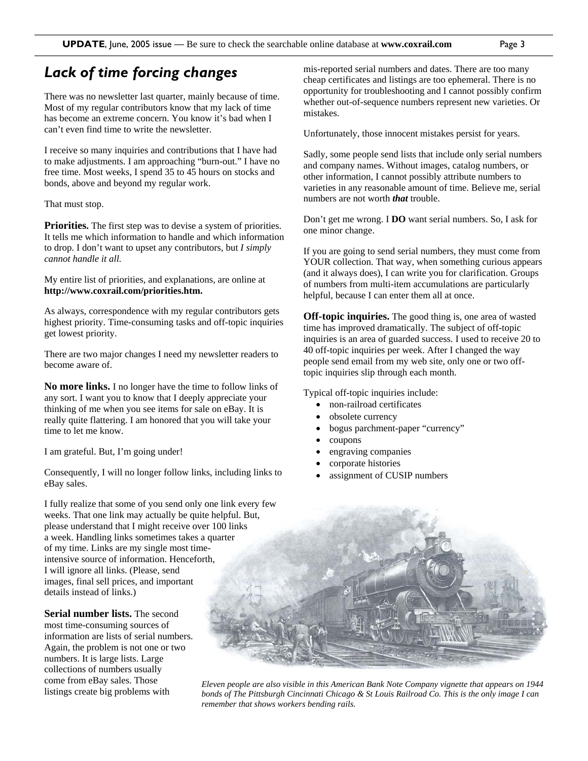## *Lack of time forcing changes*

There was no newsletter last quarter, mainly because of time. Most of my regular contributors know that my lack of time has become an extreme concern. You know it's bad when I can't even find time to write the newsletter.

I receive so many inquiries and contributions that I have had to make adjustments. I am approaching "burn-out." I have no free time. Most weeks, I spend 35 to 45 hours on stocks and bonds, above and beyond my regular work.

That must stop.

**Priorities.** The first step was to devise a system of priorities. It tells me which information to handle and which information to drop. I don't want to upset any contributors, but *I simply cannot handle it all.*

My entire list of priorities, and explanations, are online at **http://www.coxrail.com/priorities.htm.**

As always, correspondence with my regular contributors gets highest priority. Time-consuming tasks and off-topic inquiries get lowest priority.

There are two major changes I need my newsletter readers to become aware of.

**No more links.** I no longer have the time to follow links of any sort. I want you to know that I deeply appreciate your thinking of me when you see items for sale on eBay. It is really quite flattering. I am honored that you will take your time to let me know.

I am grateful. But, I'm going under!

Consequently, I will no longer follow links, including links to eBay sales.

I fully realize that some of you send only one link every few weeks. That one link may actually be quite helpful. But, please understand that I might receive over 100 links a week. Handling links sometimes takes a quarter of my time. Links are my single most time-intensive source of information. Henceforth, I will ignore all links. (Please, send images, final sell prices, and important details instead of links.)

**Serial number lists.** The second most time-consuming sources of information are lists of serial numbers. Again, the problem is not one or two numbers. It is large lists. Large collections of numbers usually come from eBay sales. Those listings create big problems with mis-reported serial numbers and dates. There are too many cheap certificates and listings are too ephemeral. There is no opportunity for troubleshooting and I cannot possibly confirm whether out-of-sequence numbers represent new varieties. Or mistakes.

Unfortunately, those innocent mistakes persist for years.

Sadly, some people send lists that include only serial numbers and company names. Without images, catalog numbers, or other information, I cannot possibly attribute numbers to varieties in any reasonable amount of time. Believe me, serial numbers are not worth ***that*** trouble.

Don't get me wrong. I **DO** want serial numbers. So, I ask for one minor change.

If you are going to send serial numbers, they must come from YOUR collection. That way, when something curious appears (and it always does), I can write you for clarification. Groups of numbers from multi-item accumulations are particularly helpful, because I can enter them all at once.

**Off-topic inquiries.** The good thing is, one area of wasted time has improved dramatically. The subject of off-topic inquiries is an area of guarded success. I used to receive 20 to 40 off-topic inquiries per week. After I changed the way people send email from my web site, only one or two off-topic inquiries slip through each month.

Typical off-topic inquiries include:

- non-railroad certificates
- obsolete currency
- bogus parchment-paper "currency"
- coupons
- engraving companies
- corporate histories
- assignment of CUSIP numbers

*Eleven people are also visible in this American Bank Note Company vignette that appears on 1944 bonds of The Pittsburgh Cincinnati Chicago & St Louis Railroad Co. This is the only image I can remember that shows workers bending rails.*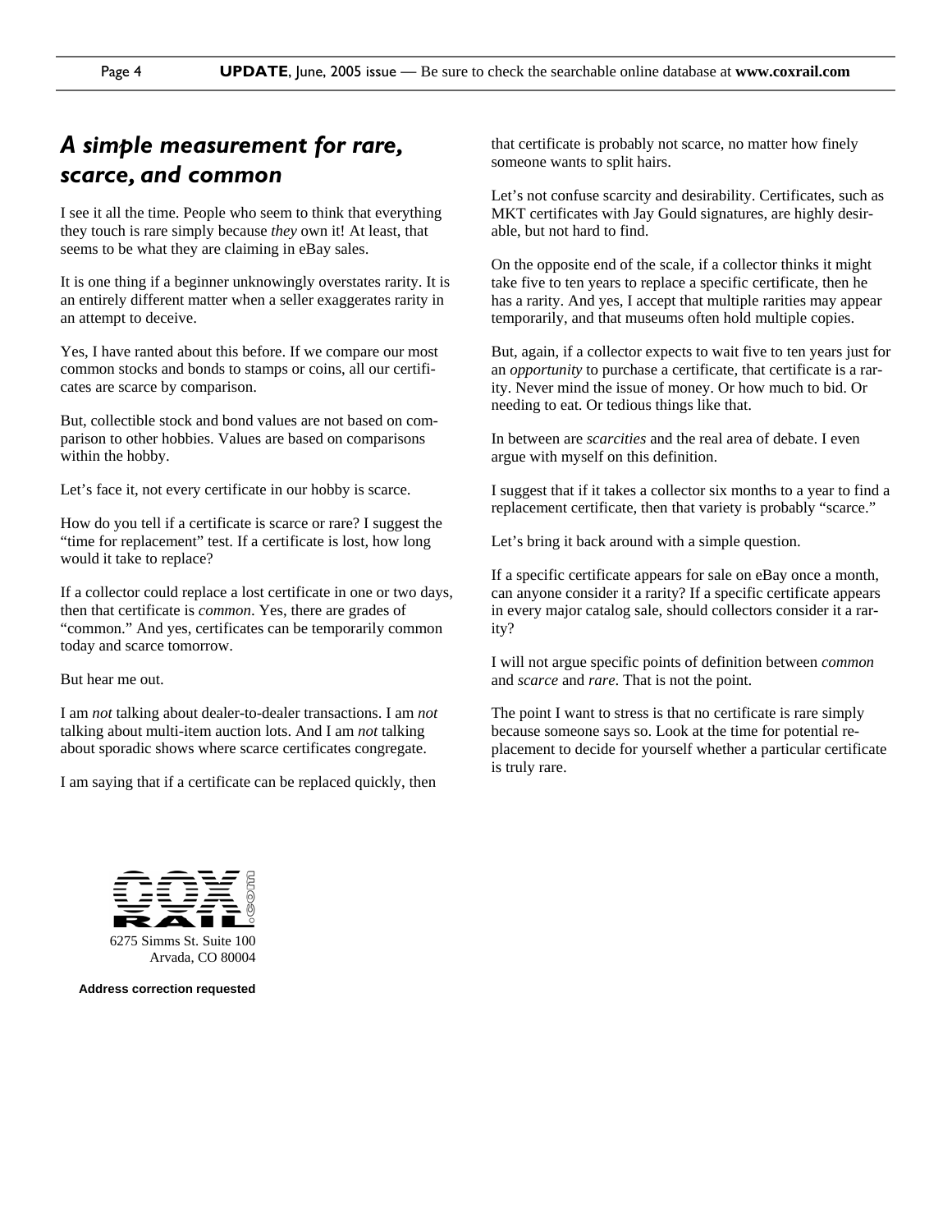## *A simple measurement for rare, scarce, and common*

I see it all the time. People who seem to think that everything they touch is rare simply because *they* own it! At least, that seems to be what they are claiming in eBay sales.

It is one thing if a beginner unknowingly overstates rarity. It is an entirely different matter when a seller exaggerates rarity in an attempt to deceive.

Yes, I have ranted about this before. If we compare our most common stocks and bonds to stamps or coins, all our certificates are scarce by comparison.

But, collectible stock and bond values are not based on comparison to other hobbies. Values are based on comparisons within the hobby.

Let's face it, not every certificate in our hobby is scarce.

How do you tell if a certificate is scarce or rare? I suggest the "time for replacement" test. If a certificate is lost, how long would it take to replace?

If a collector could replace a lost certificate in one or two days, then that certificate is *common*. Yes, there are grades of "common." And yes, certificates can be temporarily common today and scarce tomorrow.

But hear me out.

I am *not* talking about dealer-to-dealer transactions. I am *not* talking about multi-item auction lots. And I am *not* talking about sporadic shows where scarce certificates congregate.

I am saying that if a certificate can be replaced quickly, then that certificate is probably not scarce, no matter how finely someone wants to split hairs.

Let's not confuse scarcity and desirability. Certificates, such as MKT certificates with Jay Gould signatures, are highly desirable, but not hard to find.

On the opposite end of the scale, if a collector thinks it might take five to ten years to replace a specific certificate, then he has a rarity. And yes, I accept that multiple rarities may appear temporarily, and that museums often hold multiple copies.

But, again, if a collector expects to wait five to ten years just for an *opportunity* to purchase a certificate, that certificate is a rarity. Never mind the issue of money. Or how much to bid. Or needing to eat. Or tedious things like that.

In between are *scarcities* and the real area of debate. I even argue with myself on this definition.

I suggest that if it takes a collector six months to a year to find a replacement certificate, then that variety is probably "scarce."

Let's bring it back around with a simple question.

If a specific certificate appears for sale on eBay once a month, can anyone consider it a rarity? If a specific certificate appears in every major catalog sale, should collectors consider it a rarity?

I will not argue specific points of definition between *common* and *scarce* and *rare*. That is not the point.

The point I want to stress is that no certificate is rare simply because someone says so. Look at the time for potential replacement to decide for yourself whether a particular certificate is truly rare.

COX RAIL .com
6275 Simms St. Suite 100
Arvada, CO 80004

**Address correction requested**